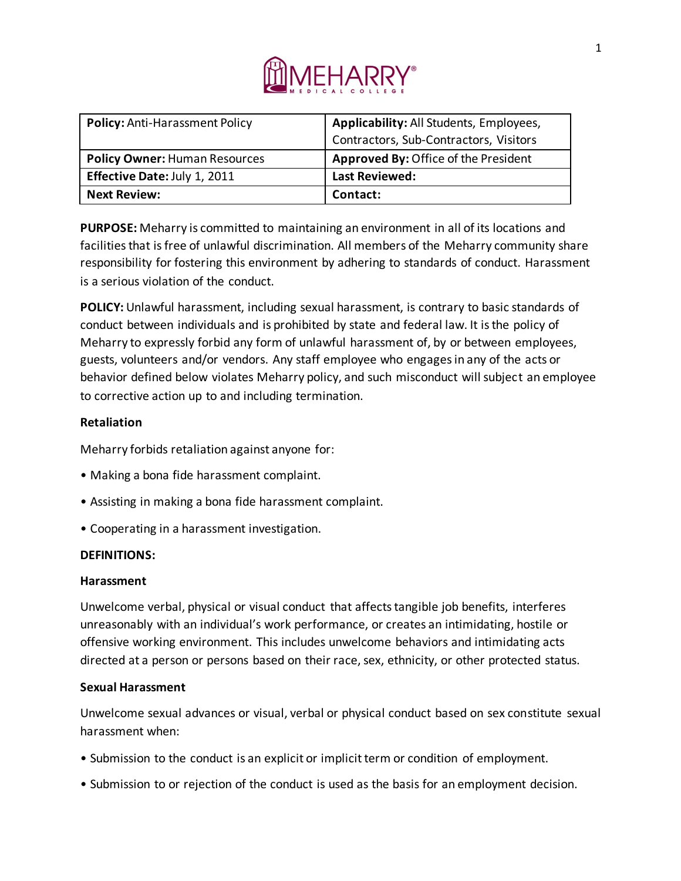| **Policy:** Anti-Harassment Policy | **Applicability:** All Students, Employees, Contractors, Sub-Contractors, Visitors |
|---|---|
| **Policy Owner:** Human Resources | **Approved By:** Office of the President |
| **Effective Date:** July 1, 2011 | **Last Reviewed:** |
| **Next Review:** | **Contact:** |

**PURPOSE:** Meharry is committed to maintaining an environment in all of its locations and facilities that is free of unlawful discrimination. All members of the Meharry community share responsibility for fostering this environment by adhering to standards of conduct. Harassment is a serious violation of the conduct.

**POLICY:** Unlawful harassment, including sexual harassment, is contrary to basic standards of conduct between individuals and is prohibited by state and federal law. It is the policy of Meharry to expressly forbid any form of unlawful harassment of, by or between employees, guests, volunteers and/or vendors. Any staff employee who engages in any of the acts or behavior defined below violates Meharry policy, and such misconduct will subject an employee to corrective action up to and including termination.

**Retaliation**

Meharry forbids retaliation against anyone for:

- Making a bona fide harassment complaint.
- Assisting in making a bona fide harassment complaint.
- Cooperating in a harassment investigation.

**DEFINITIONS:**

**Harassment**

Unwelcome verbal, physical or visual conduct that affects tangible job benefits, interferes unreasonably with an individual's work performance, or creates an intimidating, hostile or offensive working environment. This includes unwelcome behaviors and intimidating acts directed at a person or persons based on their race, sex, ethnicity, or other protected status.

**Sexual Harassment**

Unwelcome sexual advances or visual, verbal or physical conduct based on sex constitute sexual harassment when:

- Submission to the conduct is an explicit or implicit term or condition of employment.
- Submission to or rejection of the conduct is used as the basis for an employment decision.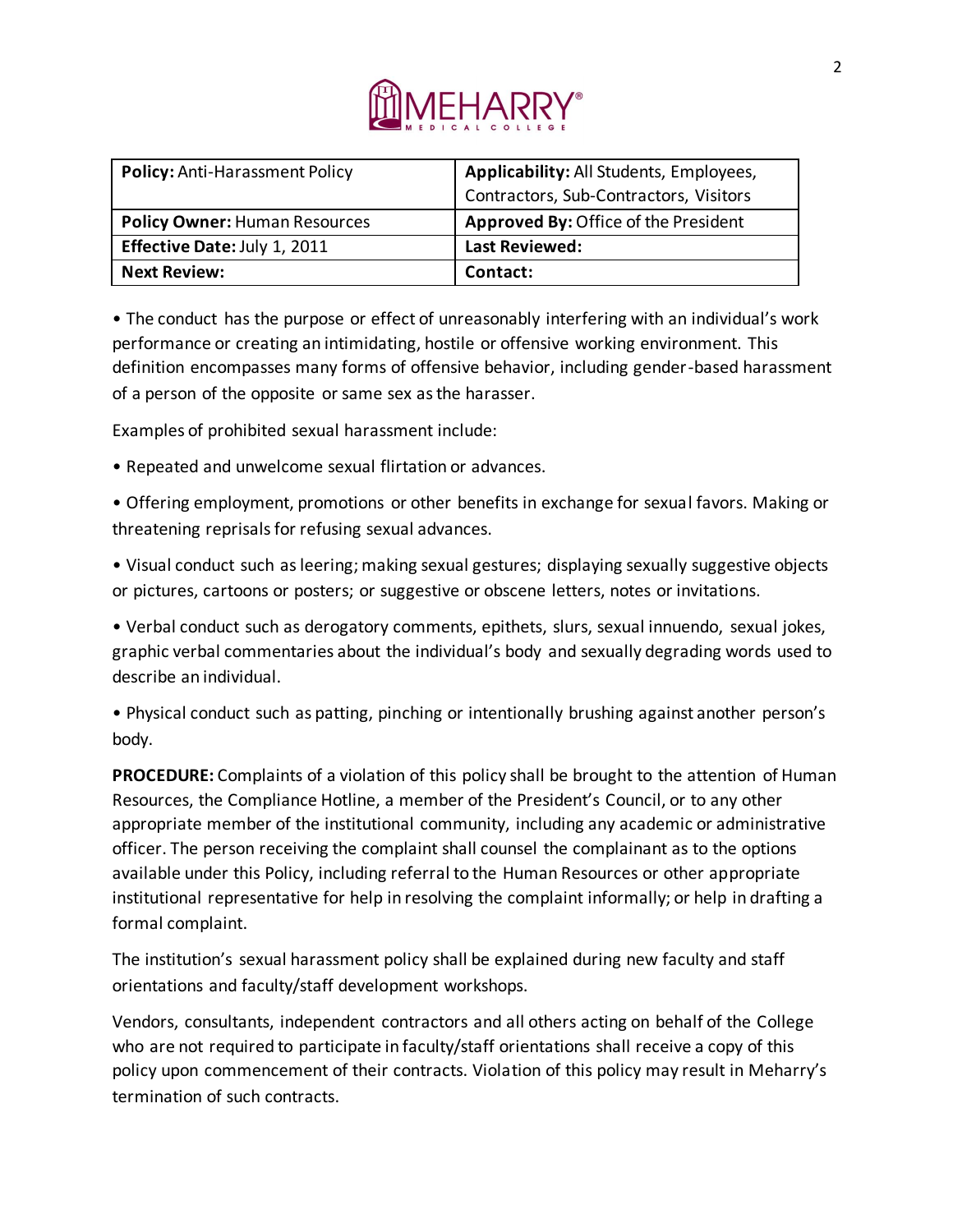| **Policy:** Anti-Harassment Policy | **Applicability:** All Students, Employees, Contractors, Sub-Contractors, Visitors |
| --- | --- |
| **Policy Owner:** Human Resources | **Approved By:** Office of the President |
| **Effective Date:** July 1, 2011 | **Last Reviewed:** |
| **Next Review:** | **Contact:** |

• The conduct has the purpose or effect of unreasonably interfering with an individual's work performance or creating an intimidating, hostile or offensive working environment. This definition encompasses many forms of offensive behavior, including gender-based harassment of a person of the opposite or same sex as the harasser.

Examples of prohibited sexual harassment include:

• Repeated and unwelcome sexual flirtation or advances.

• Offering employment, promotions or other benefits in exchange for sexual favors. Making or threatening reprisals for refusing sexual advances.

• Visual conduct such as leering; making sexual gestures; displaying sexually suggestive objects or pictures, cartoons or posters; or suggestive or obscene letters, notes or invitations.

• Verbal conduct such as derogatory comments, epithets, slurs, sexual innuendo, sexual jokes, graphic verbal commentaries about the individual's body and sexually degrading words used to describe an individual.

• Physical conduct such as patting, pinching or intentionally brushing against another person's body.

**PROCEDURE:** Complaints of a violation of this policy shall be brought to the attention of Human Resources, the Compliance Hotline, a member of the President's Council, or to any other appropriate member of the institutional community, including any academic or administrative officer. The person receiving the complaint shall counsel the complainant as to the options available under this Policy, including referral to the Human Resources or other appropriate institutional representative for help in resolving the complaint informally; or help in drafting a formal complaint.

The institution's sexual harassment policy shall be explained during new faculty and staff orientations and faculty/staff development workshops.

Vendors, consultants, independent contractors and all others acting on behalf of the College who are not required to participate in faculty/staff orientations shall receive a copy of this policy upon commencement of their contracts. Violation of this policy may result in Meharry's termination of such contracts.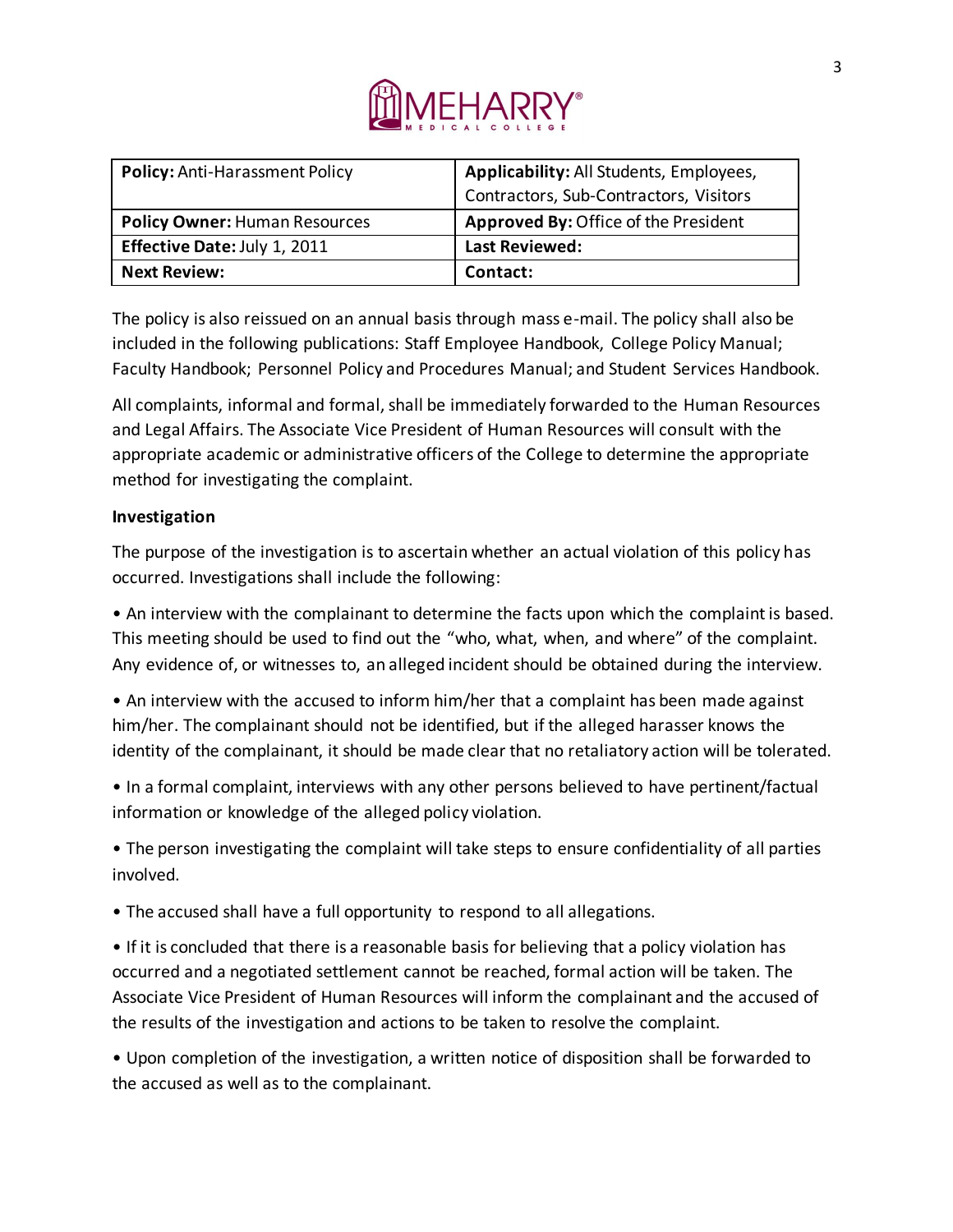| **Policy:** Anti-Harassment Policy | **Applicability:** All Students, Employees, Contractors, Sub-Contractors, Visitors |
| --- | --- |
| **Policy Owner:** Human Resources | **Approved By:** Office of the President |
| **Effective Date:** July 1, 2011 | **Last Reviewed:** |
| **Next Review:** | **Contact:** |

The policy is also reissued on an annual basis through mass e-mail. The policy shall also be included in the following publications: Staff Employee Handbook, College Policy Manual; Faculty Handbook; Personnel Policy and Procedures Manual; and Student Services Handbook.

All complaints, informal and formal, shall be immediately forwarded to the Human Resources and Legal Affairs. The Associate Vice President of Human Resources will consult with the appropriate academic or administrative officers of the College to determine the appropriate method for investigating the complaint.

**Investigation**

The purpose of the investigation is to ascertain whether an actual violation of this policy has occurred. Investigations shall include the following:

- An interview with the complainant to determine the facts upon which the complaint is based. This meeting should be used to find out the "who, what, when, and where" of the complaint. Any evidence of, or witnesses to, an alleged incident should be obtained during the interview.
- An interview with the accused to inform him/her that a complaint has been made against him/her. The complainant should not be identified, but if the alleged harasser knows the identity of the complainant, it should be made clear that no retaliatory action will be tolerated.
- In a formal complaint, interviews with any other persons believed to have pertinent/factual information or knowledge of the alleged policy violation.
- The person investigating the complaint will take steps to ensure confidentiality of all parties involved.
- The accused shall have a full opportunity to respond to all allegations.
- If it is concluded that there is a reasonable basis for believing that a policy violation has occurred and a negotiated settlement cannot be reached, formal action will be taken. The Associate Vice President of Human Resources will inform the complainant and the accused of the results of the investigation and actions to be taken to resolve the complaint.
- Upon completion of the investigation, a written notice of disposition shall be forwarded to the accused as well as to the complainant.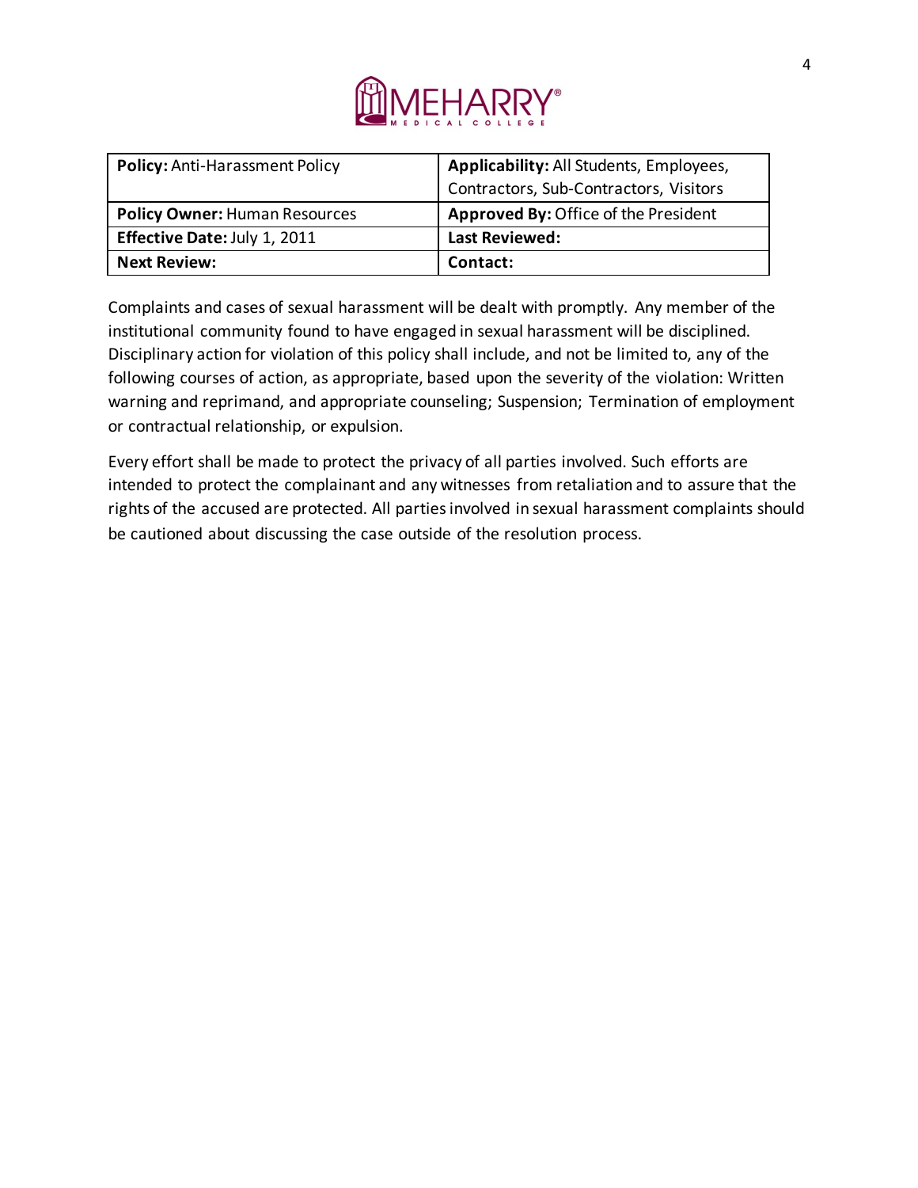| | |
|---|---|
| **Policy:** Anti-Harassment Policy | **Applicability:** All Students, Employees, Contractors, Sub-Contractors, Visitors |
| **Policy Owner:** Human Resources | **Approved By:** Office of the President |
| **Effective Date:** July 1, 2011 | **Last Reviewed:** |
| **Next Review:** | **Contact:** |

Complaints and cases of sexual harassment will be dealt with promptly. Any member of the institutional community found to have engaged in sexual harassment will be disciplined. Disciplinary action for violation of this policy shall include, and not be limited to, any of the following courses of action, as appropriate, based upon the severity of the violation: Written warning and reprimand, and appropriate counseling; Suspension; Termination of employment or contractual relationship, or expulsion.

Every effort shall be made to protect the privacy of all parties involved. Such efforts are intended to protect the complainant and any witnesses from retaliation and to assure that the rights of the accused are protected. All parties involved in sexual harassment complaints should be cautioned about discussing the case outside of the resolution process.